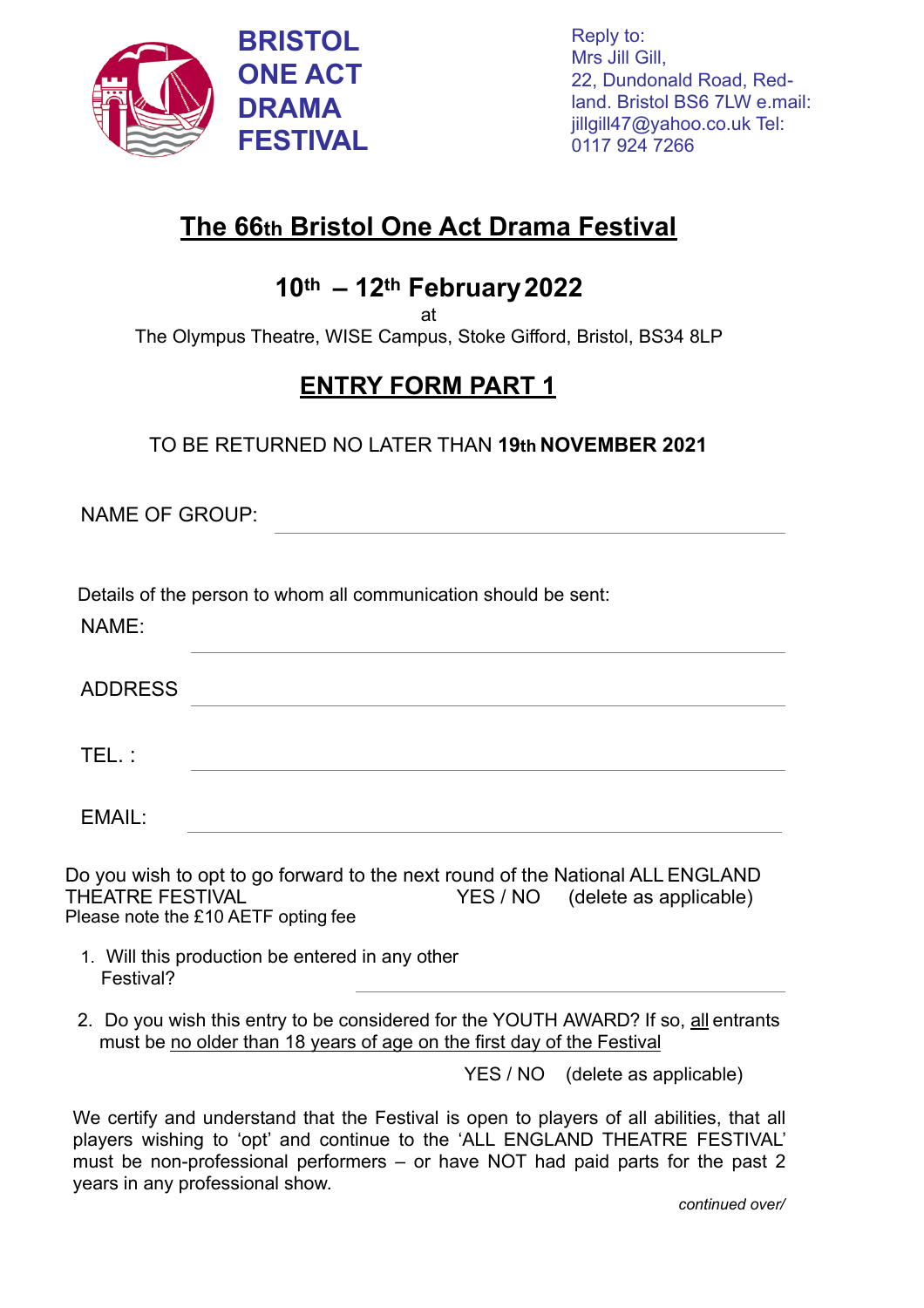**BRISTOL ONE ACT DRAMA FESTIVAL**

Reply to:
Mrs Jill Gill,
22, Dundonald Road, Redland. Bristol BS6 7LW e.mail: jillgill47@yahoo.co.uk Tel: 0117 924 7266

# The 66th Bristol One Act Drama Festival

## 10th – 12th February 2022

at

The Olympus Theatre, WISE Campus, Stoke Gifford, Bristol, BS34 8LP

## ENTRY FORM PART 1

TO BE RETURNED NO LATER THAN **19th NOVEMBER 2021**

NAME OF GROUP: ______________________________

Details of the person to whom all communication should be sent:

NAME: ______________________________

ADDRESS ______________________________

TEL. : ______________________________

EMAIL: ______________________________

Do you wish to opt to go forward to the next round of the National ALL ENGLAND THEATRE FESTIVAL YES / NO (delete as applicable)
Please note the £10 AETF opting fee

1. Will this production be entered in any other Festival? ______________________________
2. Do you wish this entry to be considered for the YOUTH AWARD? If so, all entrants must be no older than 18 years of age on the first day of the Festival

   YES / NO (delete as applicable)

We certify and understand that the Festival is open to players of all abilities, that all players wishing to 'opt' and continue to the 'ALL ENGLAND THEATRE FESTIVAL' must be non-professional performers – or have NOT had paid parts for the past 2 years in any professional show.

*continued over/*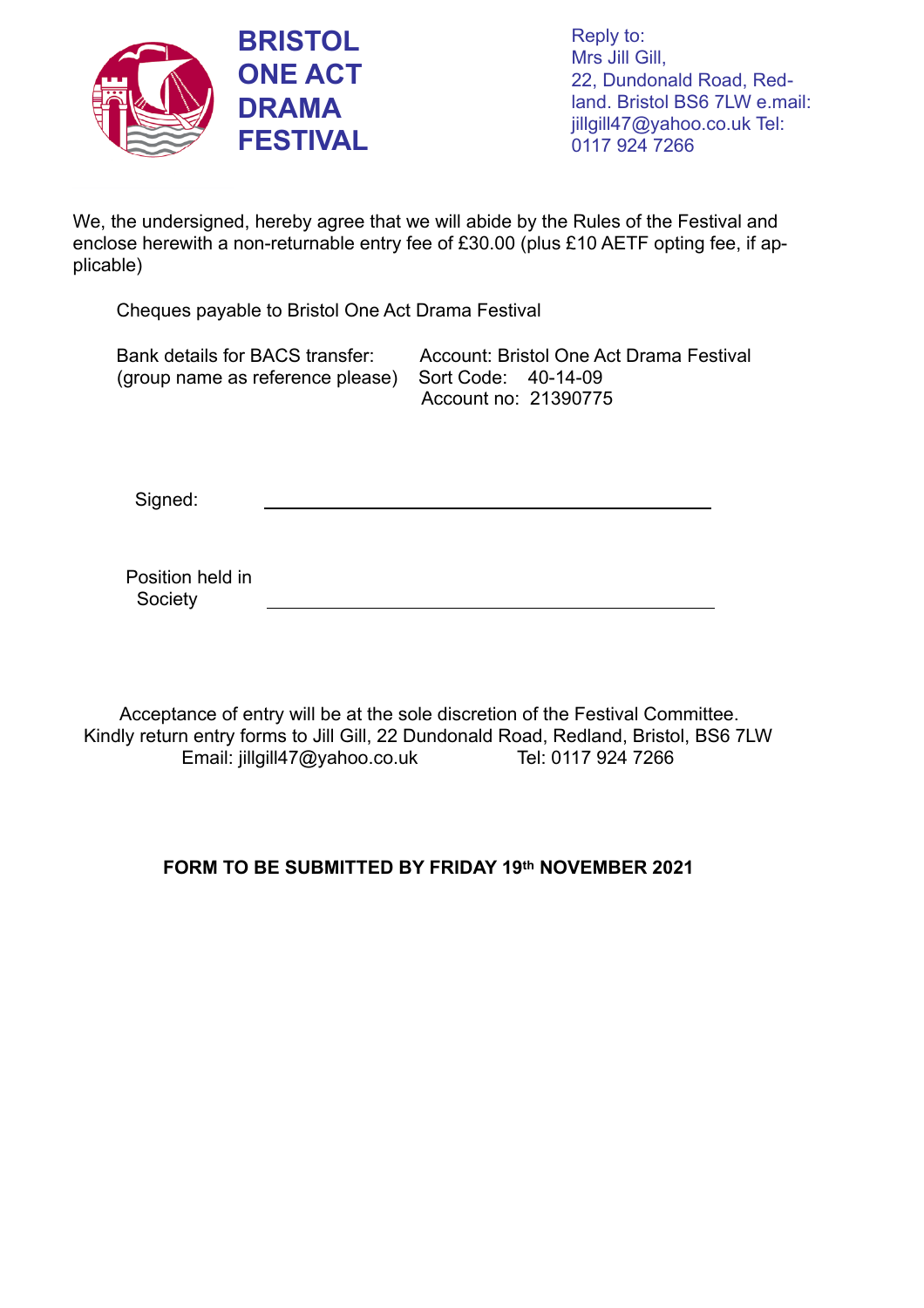**BRISTOL ONE ACT DRAMA FESTIVAL**

Reply to:
Mrs Jill Gill,
22, Dundonald Road, Redland. Bristol BS6 7LW e.mail: jillgill47@yahoo.co.uk Tel: 0117 924 7266

We, the undersigned, hereby agree that we will abide by the Rules of the Festival and enclose herewith a non-returnable entry fee of £30.00 (plus £10 AETF opting fee, if applicable)

Cheques payable to Bristol One Act Drama Festival

| | |
|---|---|
| Bank details for BACS transfer: | Account: Bristol One Act Drama Festival |
| (group name as reference please) | Sort Code: 40-14-09 |
| | Account no: 21390775 |

Signed: ______________________________

Position held in Society ______________________________

Acceptance of entry will be at the sole discretion of the Festival Committee.
Kindly return entry forms to Jill Gill, 22 Dundonald Road, Redland, Bristol, BS6 7LW
Email: jillgill47@yahoo.co.uk Tel: 0117 924 7266

**FORM TO BE SUBMITTED BY FRIDAY 19th NOVEMBER 2021**